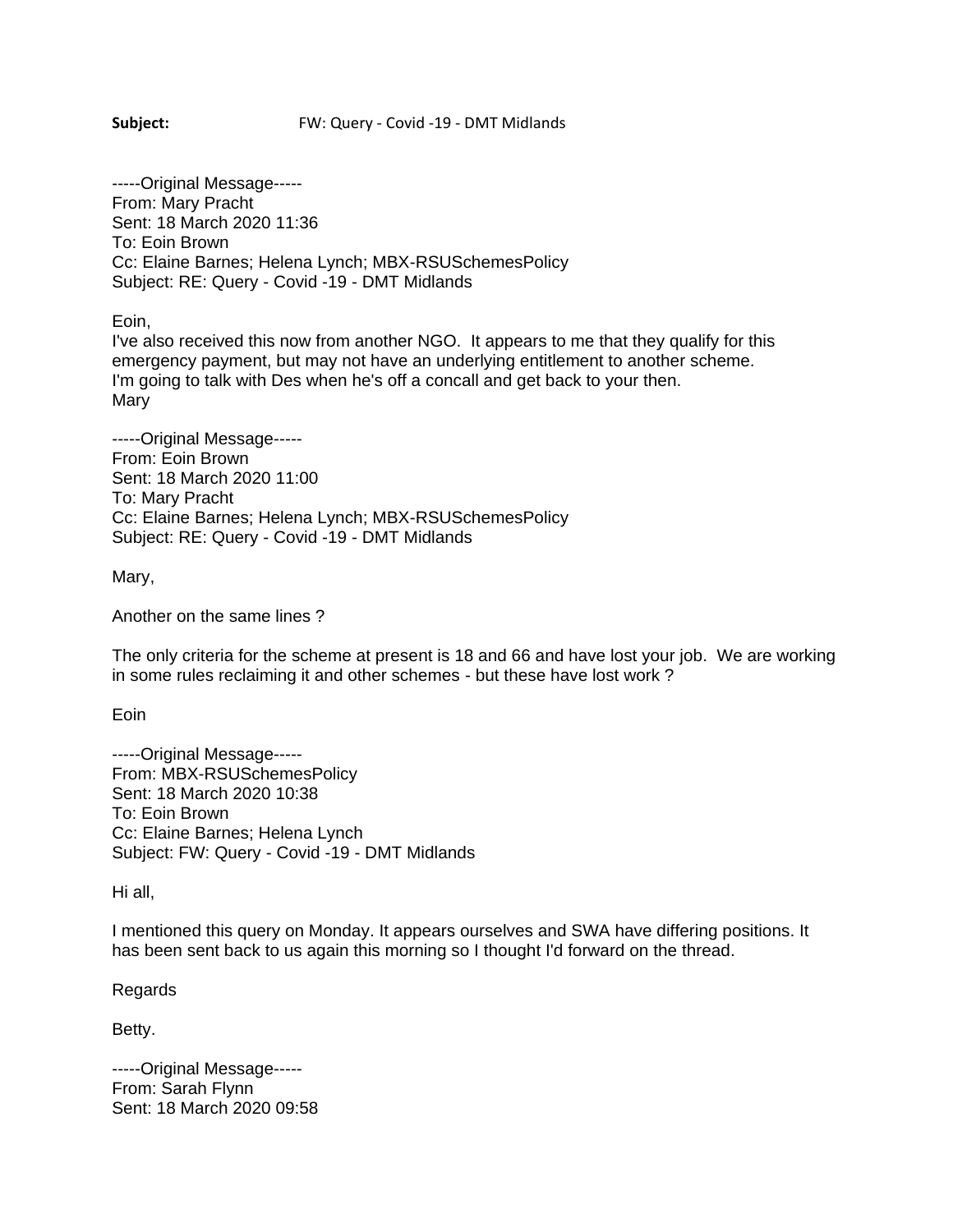**Subject:** FW: Query - Covid -19 - DMT Midlands

-----Original Message-----
From: Mary Pracht
Sent: 18 March 2020 11:36
To: Eoin Brown
Cc: Elaine Barnes; Helena Lynch; MBX-RSUSchemesPolicy
Subject: RE: Query - Covid -19 - DMT Midlands

Eoin,
I've also received this now from another NGO. It appears to me that they qualify for this emergency payment, but may not have an underlying entitlement to another scheme.
I'm going to talk with Des when he's off a concall and get back to your then.
Mary

-----Original Message-----
From: Eoin Brown
Sent: 18 March 2020 11:00
To: Mary Pracht
Cc: Elaine Barnes; Helena Lynch; MBX-RSUSchemesPolicy
Subject: RE: Query - Covid -19 - DMT Midlands

Mary,

Another on the same lines ?

The only criteria for the scheme at present is 18 and 66 and have lost your job. We are working in some rules reclaiming it and other schemes - but these have lost work ?

Eoin

-----Original Message-----
From: MBX-RSUSchemesPolicy
Sent: 18 March 2020 10:38
To: Eoin Brown
Cc: Elaine Barnes; Helena Lynch
Subject: FW: Query - Covid -19 - DMT Midlands

Hi all,

I mentioned this query on Monday. It appears ourselves and SWA have differing positions. It has been sent back to us again this morning so I thought I'd forward on the thread.

Regards

Betty.

-----Original Message-----
From: Sarah Flynn
Sent: 18 March 2020 09:58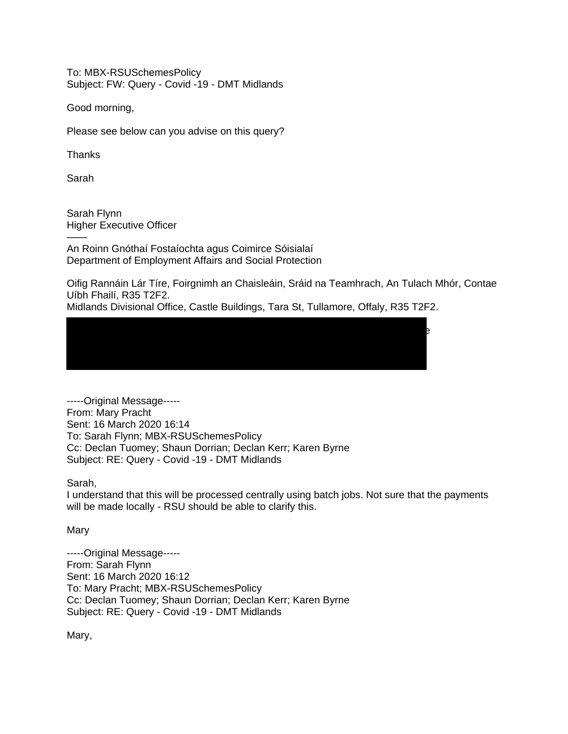To: MBX-RSUSchemesPolicy
Subject: FW: Query - Covid -19 - DMT Midlands

Good morning,

Please see below can you advise on this query?

Thanks

Sarah

Sarah Flynn
Higher Executive Officer
——
An Roinn Gnóthaí Fostaíochta agus Coimirce Sóisialaí
Department of Employment Affairs and Social Protection

Oifig Rannáin Lár Tíre, Foirgnimh an Chaisleáin, Sráid na Teamhrach, An Tulach Mhór, Contae Uíbh Fhailí, R35 T2F2.
Midlands Divisional Office, Castle Buildings, Tara St, Tullamore, Offaly, R35 T2F2.

-----Original Message-----
From: Mary Pracht
Sent: 16 March 2020 16:14
To: Sarah Flynn; MBX-RSUSchemesPolicy
Cc: Declan Tuomey; Shaun Dorrian; Declan Kerr; Karen Byrne
Subject: RE: Query - Covid -19 - DMT Midlands

Sarah,
I understand that this will be processed centrally using batch jobs. Not sure that the payments will be made locally - RSU should be able to clarify this.

Mary

-----Original Message-----
From: Sarah Flynn
Sent: 16 March 2020 16:12
To: Mary Pracht; MBX-RSUSchemesPolicy
Cc: Declan Tuomey; Shaun Dorrian; Declan Kerr; Karen Byrne
Subject: RE: Query - Covid -19 - DMT Midlands

Mary,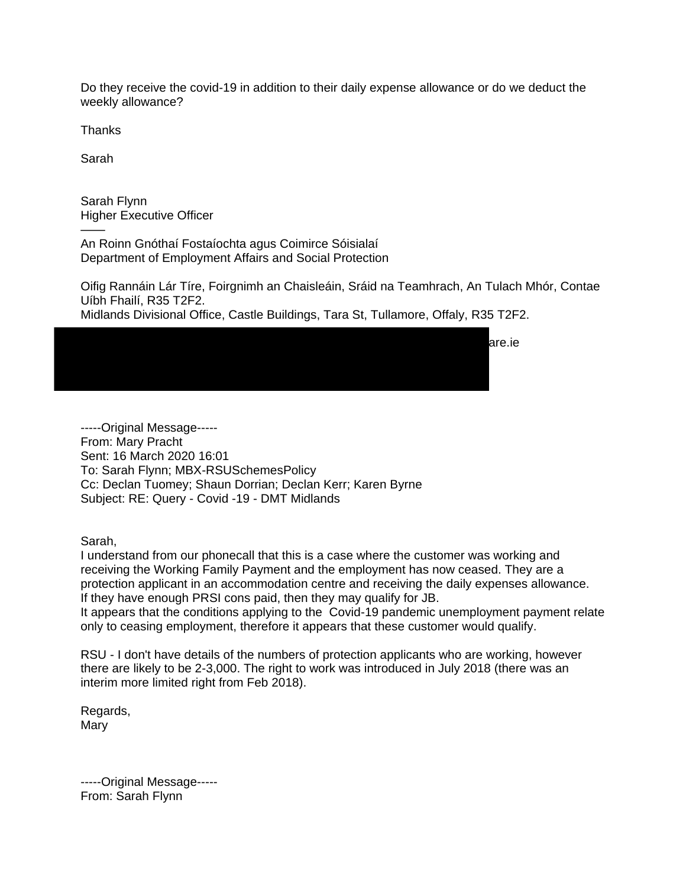Do they receive the covid-19 in addition to their daily expense allowance or do we deduct the weekly allowance?

Thanks

Sarah

Sarah Flynn
Higher Executive Officer
——
An Roinn Gnóthaí Fostaíochta agus Coimirce Sóisialaí
Department of Employment Affairs and Social Protection

Oifig Rannáin Lár Tíre, Foirgnimh an Chaisleáin, Sráid na Teamhrach, An Tulach Mhór, Contae Uíbh Fhailí, R35 T2F2.
Midlands Divisional Office, Castle Buildings, Tara St, Tullamore, Offaly, R35 T2F2.

are.ie

-----Original Message-----
From: Mary Pracht
Sent: 16 March 2020 16:01
To: Sarah Flynn; MBX-RSUSchemesPolicy
Cc: Declan Tuomey; Shaun Dorrian; Declan Kerr; Karen Byrne
Subject: RE: Query - Covid -19 - DMT Midlands

Sarah,
I understand from our phonecall that this is a case where the customer was working and receiving the Working Family Payment and the employment has now ceased. They are a protection applicant in an accommodation centre and receiving the daily expenses allowance.
If they have enough PRSI cons paid, then they may qualify for JB.
It appears that the conditions applying to the Covid-19 pandemic unemployment payment relate only to ceasing employment, therefore it appears that these customer would qualify.

RSU - I don't have details of the numbers of protection applicants who are working, however there are likely to be 2-3,000. The right to work was introduced in July 2018 (there was an interim more limited right from Feb 2018).

Regards,
Mary

-----Original Message-----
From: Sarah Flynn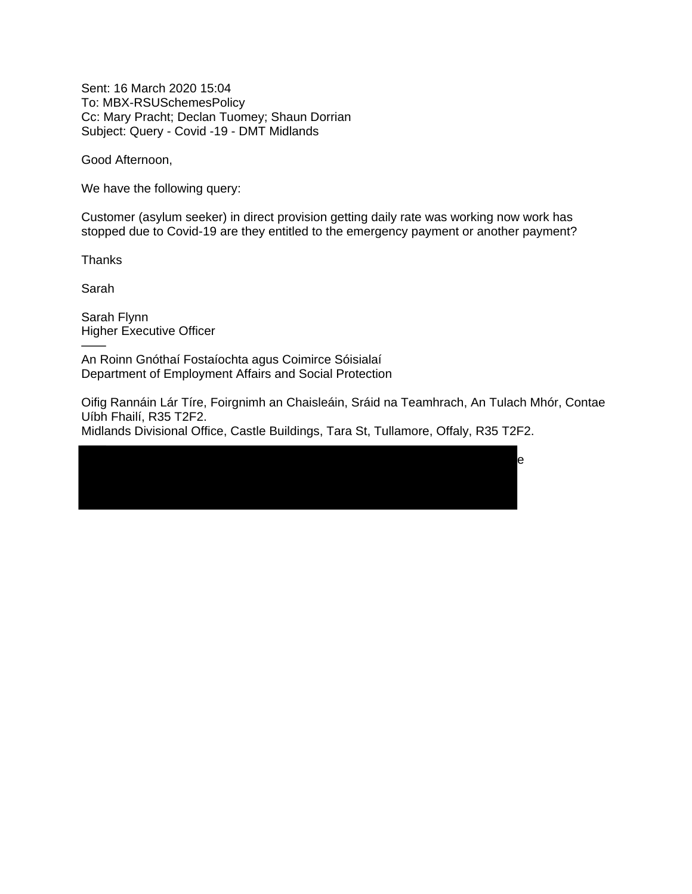Sent: 16 March 2020 15:04
To: MBX-RSUSchemesPolicy
Cc: Mary Pracht; Declan Tuomey; Shaun Dorrian
Subject: Query - Covid -19 - DMT Midlands

Good Afternoon,

We have the following query:

Customer (asylum seeker) in direct provision getting daily rate was working now work has stopped due to Covid-19 are they entitled to the emergency payment or another payment?

Thanks

Sarah

Sarah Flynn
Higher Executive Officer
——
An Roinn Gnóthaí Fostaíochta agus Coimirce Sóisialaí
Department of Employment Affairs and Social Protection

Oifig Rannáin Lár Tíre, Foirgnimh an Chaisleáin, Sráid na Teamhrach, An Tulach Mhór, Contae Uíbh Fhailí, R35 T2F2.
Midlands Divisional Office, Castle Buildings, Tara St, Tullamore, Offaly, R35 T2F2.